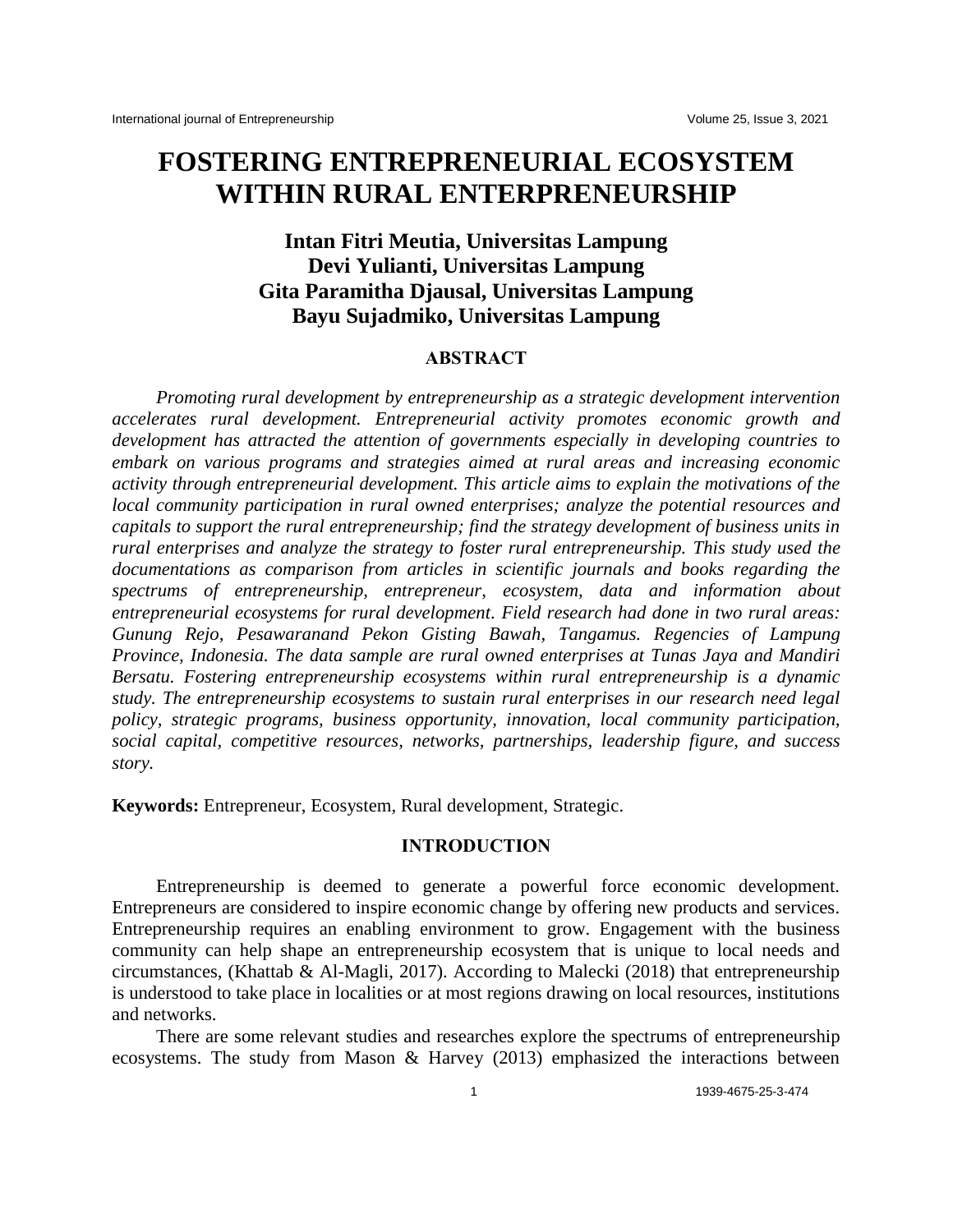# FOSTERING ENTREPRENEURIAL ECOSYSTEM WITHIN RURAL ENTERPRENEURSHIP

**Intan Fitri Meutia, Universitas Lampung**
**Devi Yulianti, Universitas Lampung**
**Gita Paramitha Djausal, Universitas Lampung**
**Bayu Sujadmiko, Universitas Lampung**

## ABSTRACT

*Promoting rural development by entrepreneurship as a strategic development intervention accelerates rural development. Entrepreneurial activity promotes economic growth and development has attracted the attention of governments especially in developing countries to embark on various programs and strategies aimed at rural areas and increasing economic activity through entrepreneurial development. This article aims to explain the motivations of the local community participation in rural owned enterprises; analyze the potential resources and capitals to support the rural entrepreneurship; find the strategy development of business units in rural enterprises and analyze the strategy to foster rural entrepreneurship. This study used the documentations as comparison from articles in scientific journals and books regarding the spectrums of entrepreneurship, entrepreneur, ecosystem, data and information about entrepreneurial ecosystems for rural development. Field research had done in two rural areas: Gunung Rejo, Pesawaranand Pekon Gisting Bawah, Tangamus. Regencies of Lampung Province, Indonesia. The data sample are rural owned enterprises at Tunas Jaya and Mandiri Bersatu. Fostering entrepreneurship ecosystems within rural entrepreneurship is a dynamic study. The entrepreneurship ecosystems to sustain rural enterprises in our research need legal policy, strategic programs, business opportunity, innovation, local community participation, social capital, competitive resources, networks, partnerships, leadership figure, and success story.*

**Keywords:** Entrepreneur, Ecosystem, Rural development, Strategic.

## INTRODUCTION

Entrepreneurship is deemed to generate a powerful force economic development. Entrepreneurs are considered to inspire economic change by offering new products and services. Entrepreneurship requires an enabling environment to grow. Engagement with the business community can help shape an entrepreneurship ecosystem that is unique to local needs and circumstances, (Khattab & Al-Magli, 2017). According to Malecki (2018) that entrepreneurship is understood to take place in localities or at most regions drawing on local resources, institutions and networks.

There are some relevant studies and researches explore the spectrums of entrepreneurship ecosystems. The study from Mason & Harvey (2013) emphasized the interactions between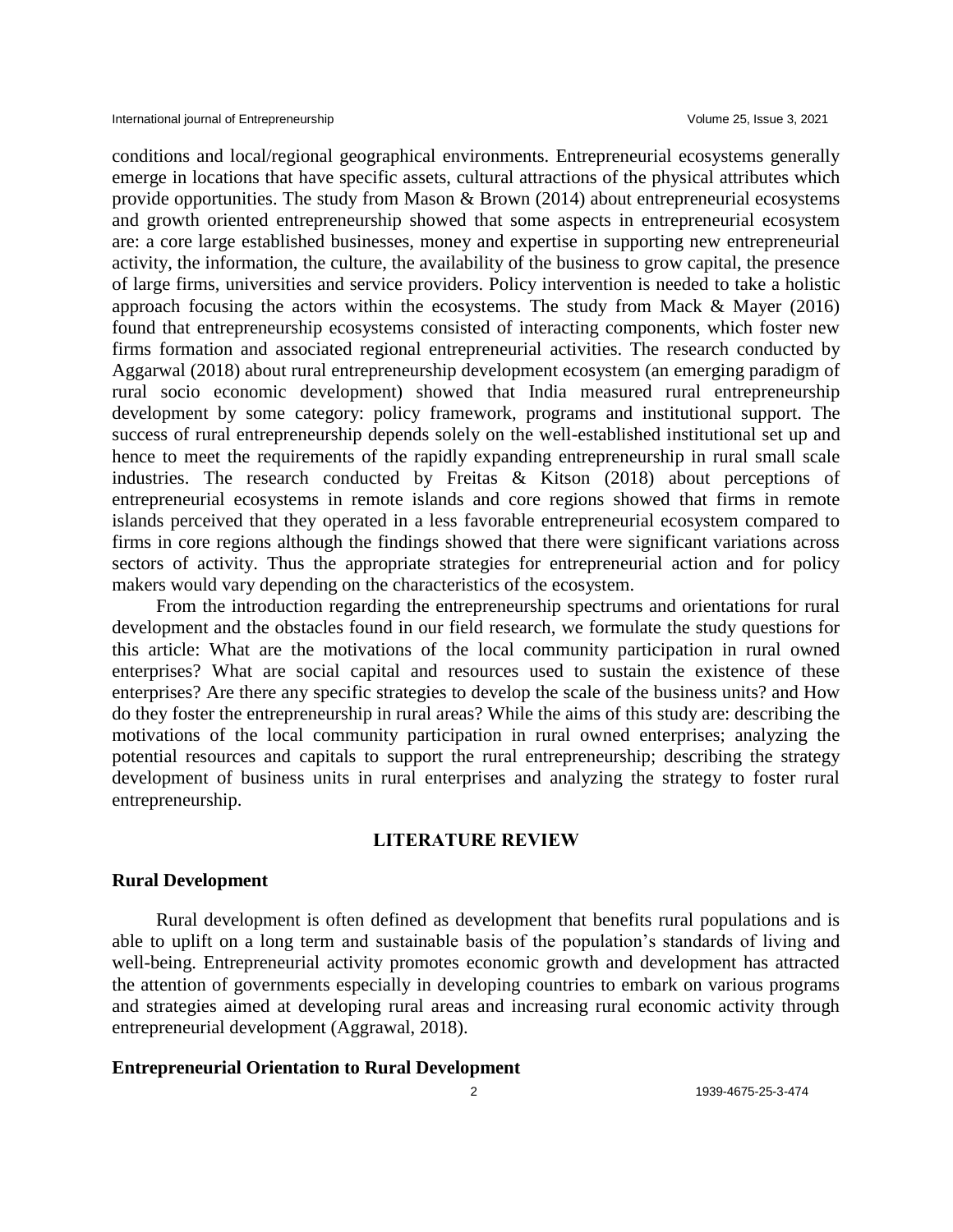conditions and local/regional geographical environments. Entrepreneurial ecosystems generally emerge in locations that have specific assets, cultural attractions of the physical attributes which provide opportunities. The study from Mason & Brown (2014) about entrepreneurial ecosystems and growth oriented entrepreneurship showed that some aspects in entrepreneurial ecosystem are: a core large established businesses, money and expertise in supporting new entrepreneurial activity, the information, the culture, the availability of the business to grow capital, the presence of large firms, universities and service providers. Policy intervention is needed to take a holistic approach focusing the actors within the ecosystems. The study from Mack & Mayer (2016) found that entrepreneurship ecosystems consisted of interacting components, which foster new firms formation and associated regional entrepreneurial activities. The research conducted by Aggarwal (2018) about rural entrepreneurship development ecosystem (an emerging paradigm of rural socio economic development) showed that India measured rural entrepreneurship development by some category: policy framework, programs and institutional support. The success of rural entrepreneurship depends solely on the well-established institutional set up and hence to meet the requirements of the rapidly expanding entrepreneurship in rural small scale industries. The research conducted by Freitas & Kitson (2018) about perceptions of entrepreneurial ecosystems in remote islands and core regions showed that firms in remote islands perceived that they operated in a less favorable entrepreneurial ecosystem compared to firms in core regions although the findings showed that there were significant variations across sectors of activity. Thus the appropriate strategies for entrepreneurial action and for policy makers would vary depending on the characteristics of the ecosystem.

From the introduction regarding the entrepreneurship spectrums and orientations for rural development and the obstacles found in our field research, we formulate the study questions for this article: What are the motivations of the local community participation in rural owned enterprises? What are social capital and resources used to sustain the existence of these enterprises? Are there any specific strategies to develop the scale of the business units? and How do they foster the entrepreneurship in rural areas? While the aims of this study are: describing the motivations of the local community participation in rural owned enterprises; analyzing the potential resources and capitals to support the rural entrepreneurship; describing the strategy development of business units in rural enterprises and analyzing the strategy to foster rural entrepreneurship.

## LITERATURE REVIEW

### Rural Development

Rural development is often defined as development that benefits rural populations and is able to uplift on a long term and sustainable basis of the population's standards of living and well-being. Entrepreneurial activity promotes economic growth and development has attracted the attention of governments especially in developing countries to embark on various programs and strategies aimed at developing rural areas and increasing rural economic activity through entrepreneurial development (Aggrawal, 2018).

### Entrepreneurial Orientation to Rural Development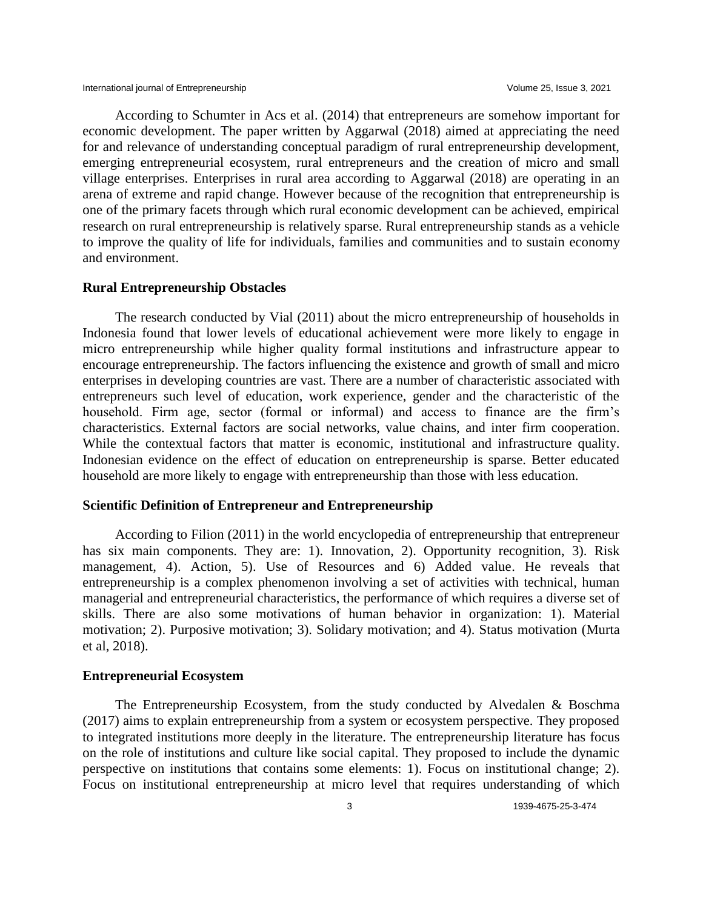According to Schumter in Acs et al. (2014) that entrepreneurs are somehow important for economic development. The paper written by Aggarwal (2018) aimed at appreciating the need for and relevance of understanding conceptual paradigm of rural entrepreneurship development, emerging entrepreneurial ecosystem, rural entrepreneurs and the creation of micro and small village enterprises. Enterprises in rural area according to Aggarwal (2018) are operating in an arena of extreme and rapid change. However because of the recognition that entrepreneurship is one of the primary facets through which rural economic development can be achieved, empirical research on rural entrepreneurship is relatively sparse. Rural entrepreneurship stands as a vehicle to improve the quality of life for individuals, families and communities and to sustain economy and environment.

### Rural Entrepreneurship Obstacles

The research conducted by Vial (2011) about the micro entrepreneurship of households in Indonesia found that lower levels of educational achievement were more likely to engage in micro entrepreneurship while higher quality formal institutions and infrastructure appear to encourage entrepreneurship. The factors influencing the existence and growth of small and micro enterprises in developing countries are vast. There are a number of characteristic associated with entrepreneurs such level of education, work experience, gender and the characteristic of the household. Firm age, sector (formal or informal) and access to finance are the firm's characteristics. External factors are social networks, value chains, and inter firm cooperation. While the contextual factors that matter is economic, institutional and infrastructure quality. Indonesian evidence on the effect of education on entrepreneurship is sparse. Better educated household are more likely to engage with entrepreneurship than those with less education.

### Scientific Definition of Entrepreneur and Entrepreneurship

According to Filion (2011) in the world encyclopedia of entrepreneurship that entrepreneur has six main components. They are: 1). Innovation, 2). Opportunity recognition, 3). Risk management, 4). Action, 5). Use of Resources and 6) Added value. He reveals that entrepreneurship is a complex phenomenon involving a set of activities with technical, human managerial and entrepreneurial characteristics, the performance of which requires a diverse set of skills. There are also some motivations of human behavior in organization: 1). Material motivation; 2). Purposive motivation; 3). Solidary motivation; and 4). Status motivation (Murta et al, 2018).

### Entrepreneurial Ecosystem

The Entrepreneurship Ecosystem, from the study conducted by Alvedalen & Boschma (2017) aims to explain entrepreneurship from a system or ecosystem perspective. They proposed to integrated institutions more deeply in the literature. The entrepreneurship literature has focus on the role of institutions and culture like social capital. They proposed to include the dynamic perspective on institutions that contains some elements: 1). Focus on institutional change; 2). Focus on institutional entrepreneurship at micro level that requires understanding of which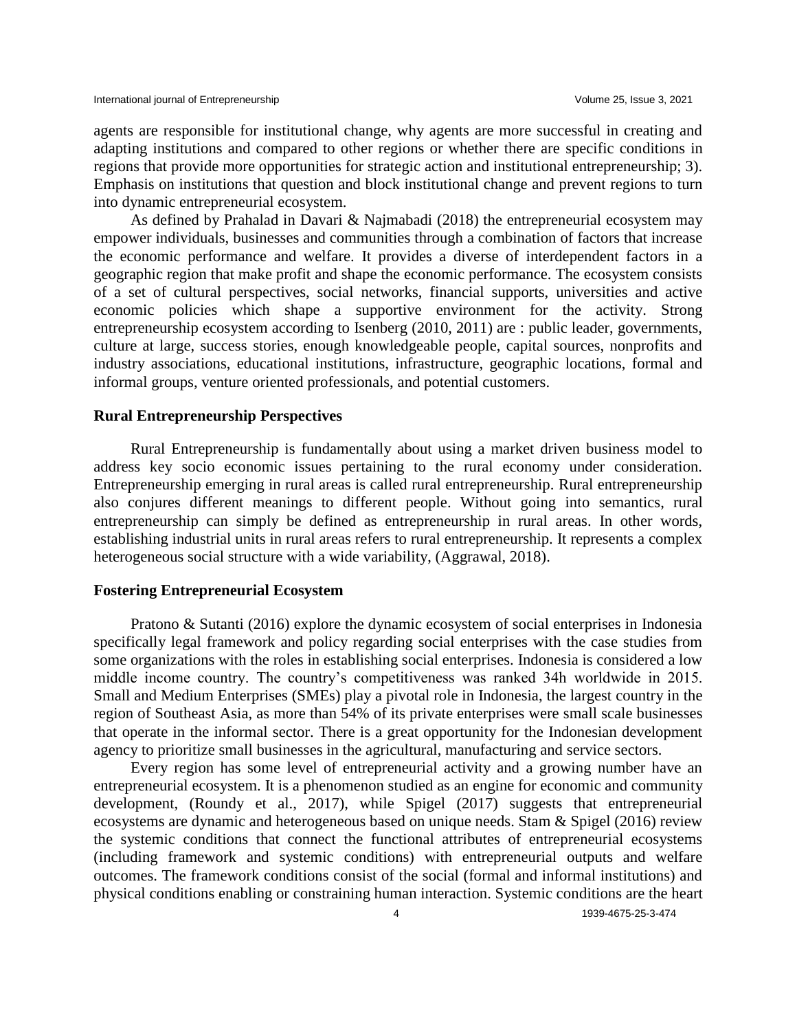agents are responsible for institutional change, why agents are more successful in creating and adapting institutions and compared to other regions or whether there are specific conditions in regions that provide more opportunities for strategic action and institutional entrepreneurship; 3). Emphasis on institutions that question and block institutional change and prevent regions to turn into dynamic entrepreneurial ecosystem.

As defined by Prahalad in Davari & Najmabadi (2018) the entrepreneurial ecosystem may empower individuals, businesses and communities through a combination of factors that increase the economic performance and welfare. It provides a diverse of interdependent factors in a geographic region that make profit and shape the economic performance. The ecosystem consists of a set of cultural perspectives, social networks, financial supports, universities and active economic policies which shape a supportive environment for the activity. Strong entrepreneurship ecosystem according to Isenberg (2010, 2011) are : public leader, governments, culture at large, success stories, enough knowledgeable people, capital sources, nonprofits and industry associations, educational institutions, infrastructure, geographic locations, formal and informal groups, venture oriented professionals, and potential customers.

**Rural Entrepreneurship Perspectives**

Rural Entrepreneurship is fundamentally about using a market driven business model to address key socio economic issues pertaining to the rural economy under consideration. Entrepreneurship emerging in rural areas is called rural entrepreneurship. Rural entrepreneurship also conjures different meanings to different people. Without going into semantics, rural entrepreneurship can simply be defined as entrepreneurship in rural areas. In other words, establishing industrial units in rural areas refers to rural entrepreneurship. It represents a complex heterogeneous social structure with a wide variability, (Aggrawal, 2018).

**Fostering Entrepreneurial Ecosystem**

Pratono & Sutanti (2016) explore the dynamic ecosystem of social enterprises in Indonesia specifically legal framework and policy regarding social enterprises with the case studies from some organizations with the roles in establishing social enterprises. Indonesia is considered a low middle income country. The country's competitiveness was ranked 34h worldwide in 2015. Small and Medium Enterprises (SMEs) play a pivotal role in Indonesia, the largest country in the region of Southeast Asia, as more than 54% of its private enterprises were small scale businesses that operate in the informal sector. There is a great opportunity for the Indonesian development agency to prioritize small businesses in the agricultural, manufacturing and service sectors.

Every region has some level of entrepreneurial activity and a growing number have an entrepreneurial ecosystem. It is a phenomenon studied as an engine for economic and community development, (Roundy et al., 2017), while Spigel (2017) suggests that entrepreneurial ecosystems are dynamic and heterogeneous based on unique needs. Stam & Spigel (2016) review the systemic conditions that connect the functional attributes of entrepreneurial ecosystems (including framework and systemic conditions) with entrepreneurial outputs and welfare outcomes. The framework conditions consist of the social (formal and informal institutions) and physical conditions enabling or constraining human interaction. Systemic conditions are the heart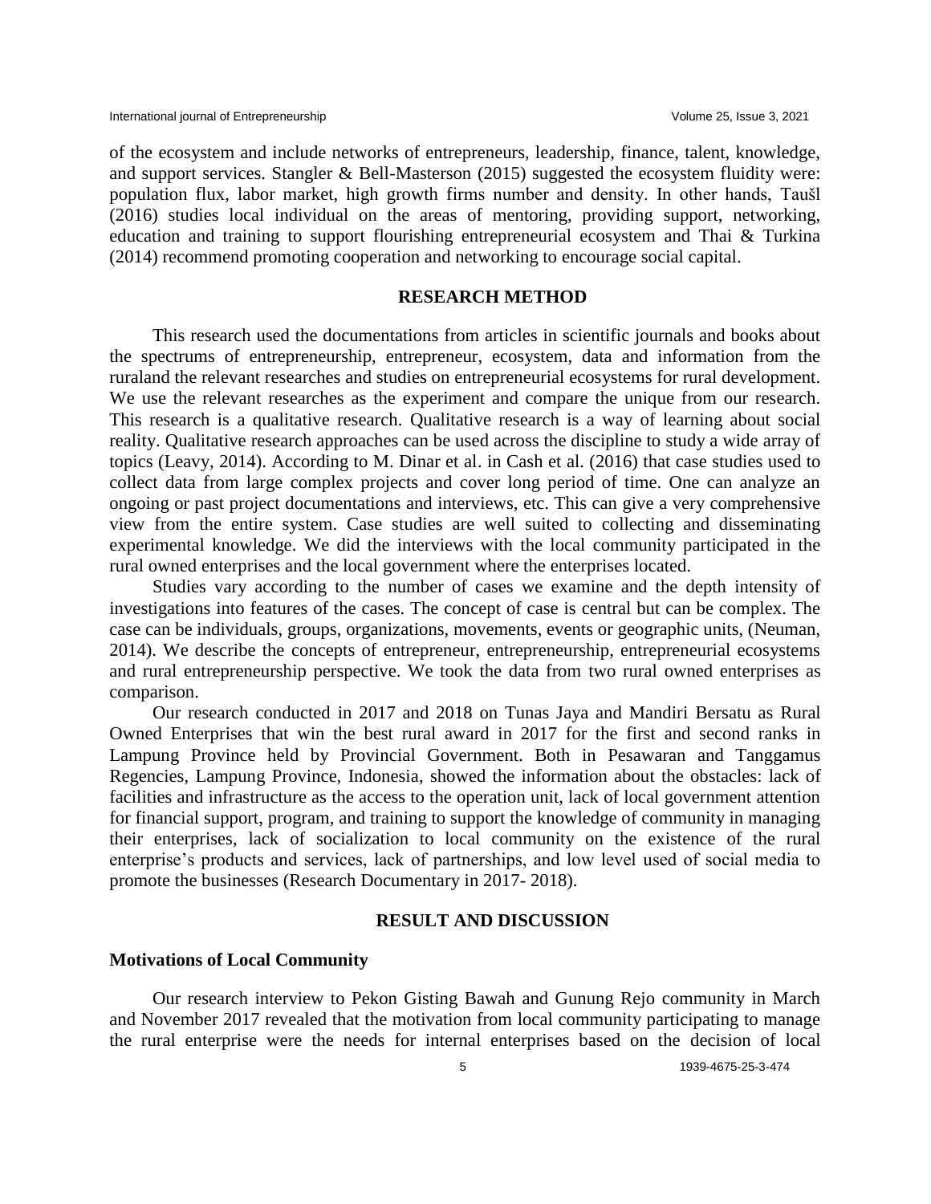of the ecosystem and include networks of entrepreneurs, leadership, finance, talent, knowledge, and support services. Stangler & Bell-Masterson (2015) suggested the ecosystem fluidity were: population flux, labor market, high growth firms number and density. In other hands, Taušl (2016) studies local individual on the areas of mentoring, providing support, networking, education and training to support flourishing entrepreneurial ecosystem and Thai & Turkina (2014) recommend promoting cooperation and networking to encourage social capital.

## RESEARCH METHOD

This research used the documentations from articles in scientific journals and books about the spectrums of entrepreneurship, entrepreneur, ecosystem, data and information from the ruraland the relevant researches and studies on entrepreneurial ecosystems for rural development. We use the relevant researches as the experiment and compare the unique from our research. This research is a qualitative research. Qualitative research is a way of learning about social reality. Qualitative research approaches can be used across the discipline to study a wide array of topics (Leavy, 2014). According to M. Dinar et al. in Cash et al. (2016) that case studies used to collect data from large complex projects and cover long period of time. One can analyze an ongoing or past project documentations and interviews, etc. This can give a very comprehensive view from the entire system. Case studies are well suited to collecting and disseminating experimental knowledge. We did the interviews with the local community participated in the rural owned enterprises and the local government where the enterprises located.

Studies vary according to the number of cases we examine and the depth intensity of investigations into features of the cases. The concept of case is central but can be complex. The case can be individuals, groups, organizations, movements, events or geographic units, (Neuman, 2014). We describe the concepts of entrepreneur, entrepreneurship, entrepreneurial ecosystems and rural entrepreneurship perspective. We took the data from two rural owned enterprises as comparison.

Our research conducted in 2017 and 2018 on Tunas Jaya and Mandiri Bersatu as Rural Owned Enterprises that win the best rural award in 2017 for the first and second ranks in Lampung Province held by Provincial Government. Both in Pesawaran and Tanggamus Regencies, Lampung Province, Indonesia, showed the information about the obstacles: lack of facilities and infrastructure as the access to the operation unit, lack of local government attention for financial support, program, and training to support the knowledge of community in managing their enterprises, lack of socialization to local community on the existence of the rural enterprise's products and services, lack of partnerships, and low level used of social media to promote the businesses (Research Documentary in 2017- 2018).

## RESULT AND DISCUSSION

### Motivations of Local Community

Our research interview to Pekon Gisting Bawah and Gunung Rejo community in March and November 2017 revealed that the motivation from local community participating to manage the rural enterprise were the needs for internal enterprises based on the decision of local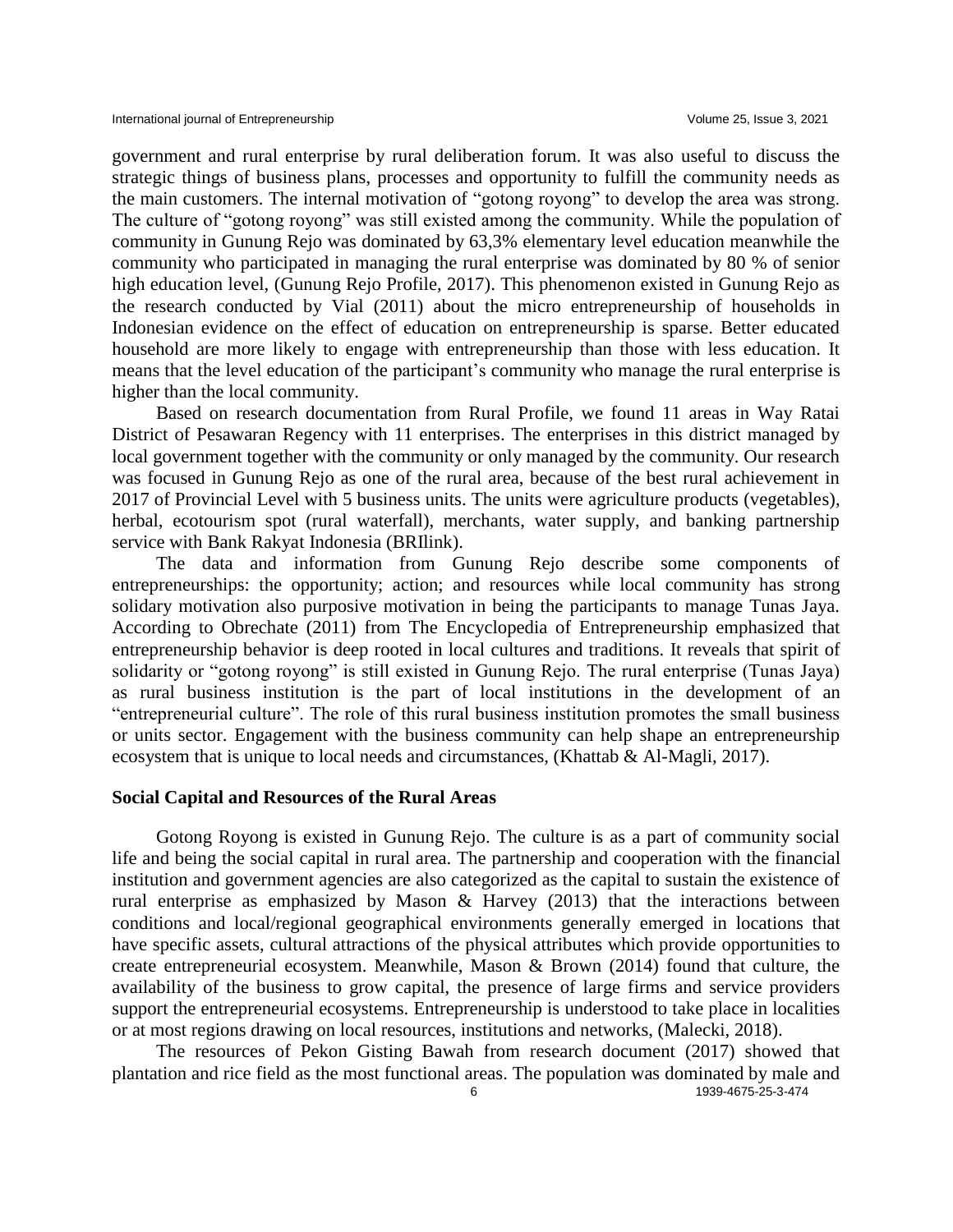government and rural enterprise by rural deliberation forum. It was also useful to discuss the strategic things of business plans, processes and opportunity to fulfill the community needs as the main customers. The internal motivation of "gotong royong" to develop the area was strong. The culture of "gotong royong" was still existed among the community. While the population of community in Gunung Rejo was dominated by 63,3% elementary level education meanwhile the community who participated in managing the rural enterprise was dominated by 80 % of senior high education level, (Gunung Rejo Profile, 2017). This phenomenon existed in Gunung Rejo as the research conducted by Vial (2011) about the micro entrepreneurship of households in Indonesian evidence on the effect of education on entrepreneurship is sparse. Better educated household are more likely to engage with entrepreneurship than those with less education. It means that the level education of the participant's community who manage the rural enterprise is higher than the local community.

Based on research documentation from Rural Profile, we found 11 areas in Way Ratai District of Pesawaran Regency with 11 enterprises. The enterprises in this district managed by local government together with the community or only managed by the community. Our research was focused in Gunung Rejo as one of the rural area, because of the best rural achievement in 2017 of Provincial Level with 5 business units. The units were agriculture products (vegetables), herbal, ecotourism spot (rural waterfall), merchants, water supply, and banking partnership service with Bank Rakyat Indonesia (BRIlink).

The data and information from Gunung Rejo describe some components of entrepreneurships: the opportunity; action; and resources while local community has strong solidary motivation also purposive motivation in being the participants to manage Tunas Jaya. According to Obrechate (2011) from The Encyclopedia of Entrepreneurship emphasized that entrepreneurship behavior is deep rooted in local cultures and traditions. It reveals that spirit of solidarity or "gotong royong" is still existed in Gunung Rejo. The rural enterprise (Tunas Jaya) as rural business institution is the part of local institutions in the development of an "entrepreneurial culture". The role of this rural business institution promotes the small business or units sector. Engagement with the business community can help shape an entrepreneurship ecosystem that is unique to local needs and circumstances, (Khattab & Al-Magli, 2017).

## Social Capital and Resources of the Rural Areas

Gotong Royong is existed in Gunung Rejo. The culture is as a part of community social life and being the social capital in rural area. The partnership and cooperation with the financial institution and government agencies are also categorized as the capital to sustain the existence of rural enterprise as emphasized by Mason & Harvey (2013) that the interactions between conditions and local/regional geographical environments generally emerged in locations that have specific assets, cultural attractions of the physical attributes which provide opportunities to create entrepreneurial ecosystem. Meanwhile, Mason & Brown (2014) found that culture, the availability of the business to grow capital, the presence of large firms and service providers support the entrepreneurial ecosystems. Entrepreneurship is understood to take place in localities or at most regions drawing on local resources, institutions and networks, (Malecki, 2018).

The resources of Pekon Gisting Bawah from research document (2017) showed that plantation and rice field as the most functional areas. The population was dominated by male and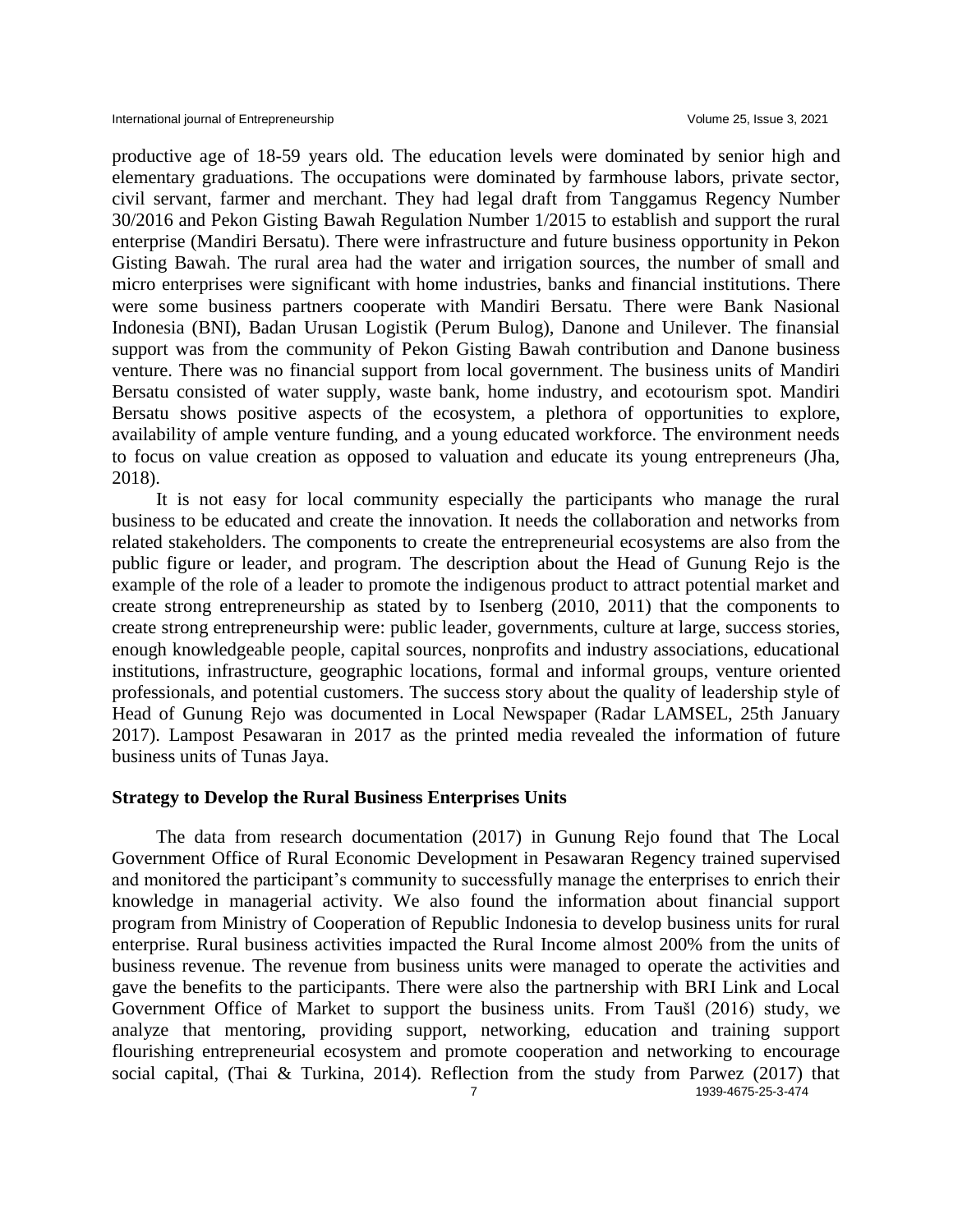productive age of 18-59 years old. The education levels were dominated by senior high and elementary graduations. The occupations were dominated by farmhouse labors, private sector, civil servant, farmer and merchant. They had legal draft from Tanggamus Regency Number 30/2016 and Pekon Gisting Bawah Regulation Number 1/2015 to establish and support the rural enterprise (Mandiri Bersatu). There were infrastructure and future business opportunity in Pekon Gisting Bawah. The rural area had the water and irrigation sources, the number of small and micro enterprises were significant with home industries, banks and financial institutions. There were some business partners cooperate with Mandiri Bersatu. There were Bank Nasional Indonesia (BNI), Badan Urusan Logistik (Perum Bulog), Danone and Unilever. The finansial support was from the community of Pekon Gisting Bawah contribution and Danone business venture. There was no financial support from local government. The business units of Mandiri Bersatu consisted of water supply, waste bank, home industry, and ecotourism spot. Mandiri Bersatu shows positive aspects of the ecosystem, a plethora of opportunities to explore, availability of ample venture funding, and a young educated workforce. The environment needs to focus on value creation as opposed to valuation and educate its young entrepreneurs (Jha, 2018).

It is not easy for local community especially the participants who manage the rural business to be educated and create the innovation. It needs the collaboration and networks from related stakeholders. The components to create the entrepreneurial ecosystems are also from the public figure or leader, and program. The description about the Head of Gunung Rejo is the example of the role of a leader to promote the indigenous product to attract potential market and create strong entrepreneurship as stated by to Isenberg (2010, 2011) that the components to create strong entrepreneurship were: public leader, governments, culture at large, success stories, enough knowledgeable people, capital sources, nonprofits and industry associations, educational institutions, infrastructure, geographic locations, formal and informal groups, venture oriented professionals, and potential customers. The success story about the quality of leadership style of Head of Gunung Rejo was documented in Local Newspaper (Radar LAMSEL, 25th January 2017). Lampost Pesawaran in 2017 as the printed media revealed the information of future business units of Tunas Jaya.

### Strategy to Develop the Rural Business Enterprises Units

The data from research documentation (2017) in Gunung Rejo found that The Local Government Office of Rural Economic Development in Pesawaran Regency trained supervised and monitored the participant's community to successfully manage the enterprises to enrich their knowledge in managerial activity. We also found the information about financial support program from Ministry of Cooperation of Republic Indonesia to develop business units for rural enterprise. Rural business activities impacted the Rural Income almost 200% from the units of business revenue. The revenue from business units were managed to operate the activities and gave the benefits to the participants. There were also the partnership with BRI Link and Local Government Office of Market to support the business units. From Taušl (2016) study, we analyze that mentoring, providing support, networking, education and training support flourishing entrepreneurial ecosystem and promote cooperation and networking to encourage social capital, (Thai & Turkina, 2014). Reflection from the study from Parwez (2017) that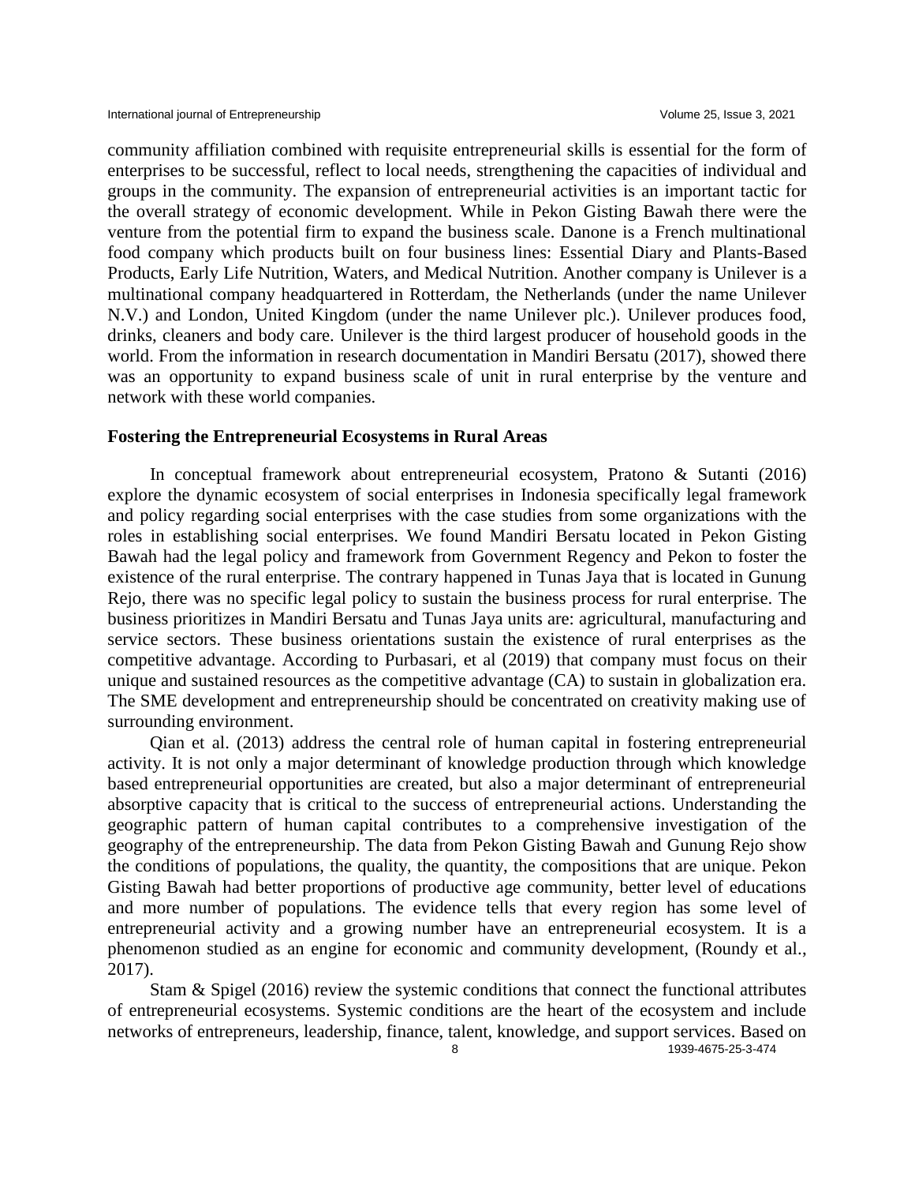community affiliation combined with requisite entrepreneurial skills is essential for the form of enterprises to be successful, reflect to local needs, strengthening the capacities of individual and groups in the community. The expansion of entrepreneurial activities is an important tactic for the overall strategy of economic development. While in Pekon Gisting Bawah there were the venture from the potential firm to expand the business scale. Danone is a French multinational food company which products built on four business lines: Essential Diary and Plants-Based Products, Early Life Nutrition, Waters, and Medical Nutrition. Another company is Unilever is a multinational company headquartered in Rotterdam, the Netherlands (under the name Unilever N.V.) and London, United Kingdom (under the name Unilever plc.). Unilever produces food, drinks, cleaners and body care. Unilever is the third largest producer of household goods in the world. From the information in research documentation in Mandiri Bersatu (2017), showed there was an opportunity to expand business scale of unit in rural enterprise by the venture and network with these world companies.

## Fostering the Entrepreneurial Ecosystems in Rural Areas

In conceptual framework about entrepreneurial ecosystem, Pratono & Sutanti (2016) explore the dynamic ecosystem of social enterprises in Indonesia specifically legal framework and policy regarding social enterprises with the case studies from some organizations with the roles in establishing social enterprises. We found Mandiri Bersatu located in Pekon Gisting Bawah had the legal policy and framework from Government Regency and Pekon to foster the existence of the rural enterprise. The contrary happened in Tunas Jaya that is located in Gunung Rejo, there was no specific legal policy to sustain the business process for rural enterprise. The business prioritizes in Mandiri Bersatu and Tunas Jaya units are: agricultural, manufacturing and service sectors. These business orientations sustain the existence of rural enterprises as the competitive advantage. According to Purbasari, et al (2019) that company must focus on their unique and sustained resources as the competitive advantage (CA) to sustain in globalization era. The SME development and entrepreneurship should be concentrated on creativity making use of surrounding environment.

Qian et al. (2013) address the central role of human capital in fostering entrepreneurial activity. It is not only a major determinant of knowledge production through which knowledge based entrepreneurial opportunities are created, but also a major determinant of entrepreneurial absorptive capacity that is critical to the success of entrepreneurial actions. Understanding the geographic pattern of human capital contributes to a comprehensive investigation of the geography of the entrepreneurship. The data from Pekon Gisting Bawah and Gunung Rejo show the conditions of populations, the quality, the quantity, the compositions that are unique. Pekon Gisting Bawah had better proportions of productive age community, better level of educations and more number of populations. The evidence tells that every region has some level of entrepreneurial activity and a growing number have an entrepreneurial ecosystem. It is a phenomenon studied as an engine for economic and community development, (Roundy et al., 2017).

Stam & Spigel (2016) review the systemic conditions that connect the functional attributes of entrepreneurial ecosystems. Systemic conditions are the heart of the ecosystem and include networks of entrepreneurs, leadership, finance, talent, knowledge, and support services. Based on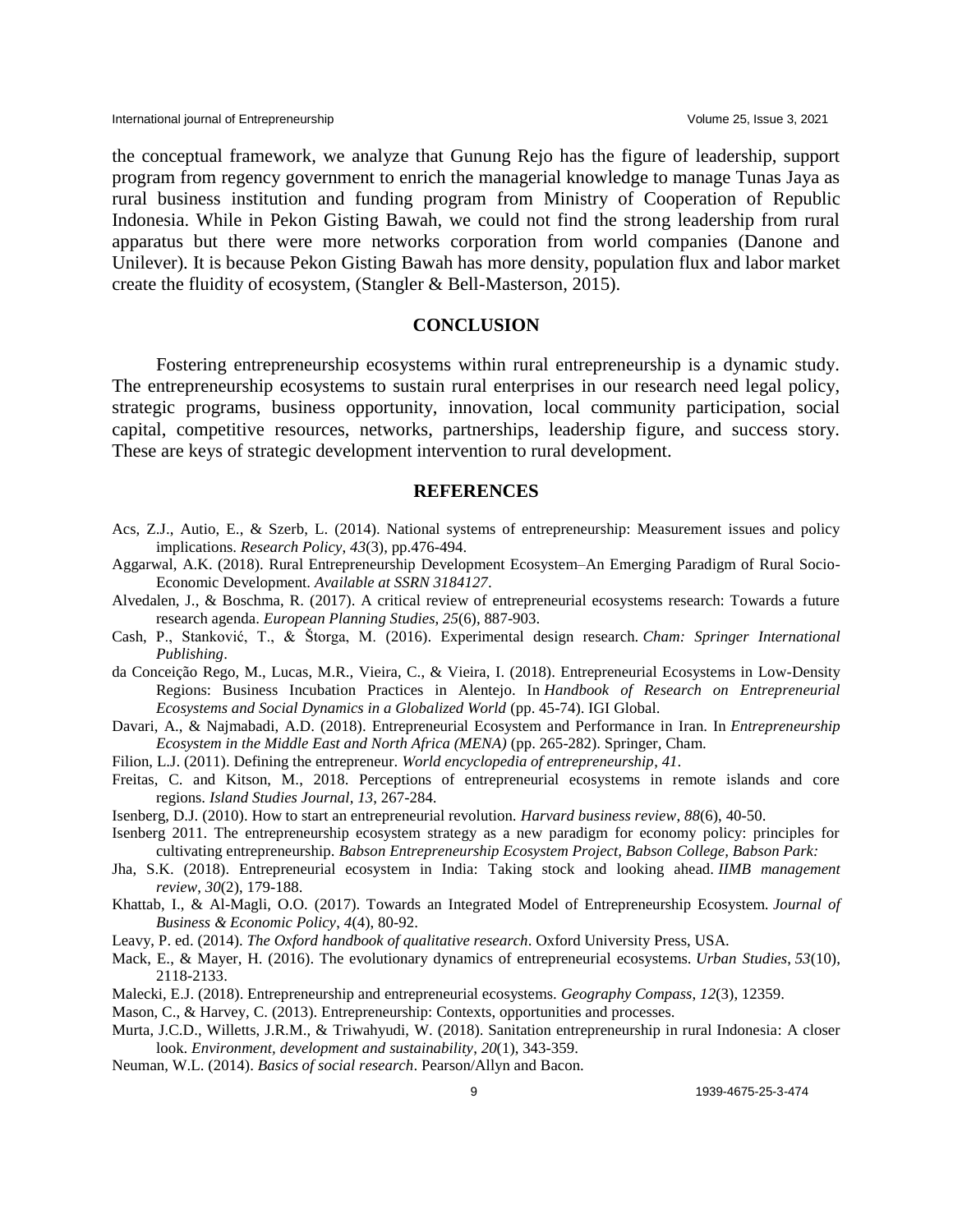the conceptual framework, we analyze that Gunung Rejo has the figure of leadership, support program from regency government to enrich the managerial knowledge to manage Tunas Jaya as rural business institution and funding program from Ministry of Cooperation of Republic Indonesia. While in Pekon Gisting Bawah, we could not find the strong leadership from rural apparatus but there were more networks corporation from world companies (Danone and Unilever). It is because Pekon Gisting Bawah has more density, population flux and labor market create the fluidity of ecosystem, (Stangler & Bell-Masterson, 2015).

## CONCLUSION

Fostering entrepreneurship ecosystems within rural entrepreneurship is a dynamic study. The entrepreneurship ecosystems to sustain rural enterprises in our research need legal policy, strategic programs, business opportunity, innovation, local community participation, social capital, competitive resources, networks, partnerships, leadership figure, and success story. These are keys of strategic development intervention to rural development.

## REFERENCES

Acs, Z.J., Autio, E., & Szerb, L. (2014). National systems of entrepreneurship: Measurement issues and policy implications. *Research Policy*, *43*(3), pp.476-494.

Aggarwal, A.K. (2018). Rural Entrepreneurship Development Ecosystem–An Emerging Paradigm of Rural Socio-Economic Development. *Available at SSRN 3184127*.

Alvedalen, J., & Boschma, R. (2017). A critical review of entrepreneurial ecosystems research: Towards a future research agenda. *European Planning Studies*, *25*(6), 887-903.

Cash, P., Stanković, T., & Štorga, M. (2016). Experimental design research. *Cham: Springer International Publishing*.

da Conceição Rego, M., Lucas, M.R., Vieira, C., & Vieira, I. (2018). Entrepreneurial Ecosystems in Low-Density Regions: Business Incubation Practices in Alentejo. In *Handbook of Research on Entrepreneurial Ecosystems and Social Dynamics in a Globalized World* (pp. 45-74). IGI Global.

Davari, A., & Najmabadi, A.D. (2018). Entrepreneurial Ecosystem and Performance in Iran. In *Entrepreneurship Ecosystem in the Middle East and North Africa (MENA)* (pp. 265-282). Springer, Cham.

Filion, L.J. (2011). Defining the entrepreneur. *World encyclopedia of entrepreneurship*, *41*.

Freitas, C. and Kitson, M., 2018. Perceptions of entrepreneurial ecosystems in remote islands and core regions. *Island Studies Journal*, *13*, 267-284.

Isenberg, D.J. (2010). How to start an entrepreneurial revolution. *Harvard business review*, *88*(6), 40-50.

Isenberg 2011. The entrepreneurship ecosystem strategy as a new paradigm for economy policy: principles for cultivating entrepreneurship. *Babson Entrepreneurship Ecosystem Project, Babson College, Babson Park:*

Jha, S.K. (2018). Entrepreneurial ecosystem in India: Taking stock and looking ahead. *IIMB management review*, *30*(2), 179-188.

Khattab, I., & Al-Magli, O.O. (2017). Towards an Integrated Model of Entrepreneurship Ecosystem. *Journal of Business & Economic Policy*, *4*(4), 80-92.

Leavy, P. ed. (2014). *The Oxford handbook of qualitative research*. Oxford University Press, USA.

Mack, E., & Mayer, H. (2016). The evolutionary dynamics of entrepreneurial ecosystems. *Urban Studies*, *53*(10), 2118-2133.

Malecki, E.J. (2018). Entrepreneurship and entrepreneurial ecosystems. *Geography Compass*, *12*(3), 12359.

Mason, C., & Harvey, C. (2013). Entrepreneurship: Contexts, opportunities and processes.

Murta, J.C.D., Willetts, J.R.M., & Triwahyudi, W. (2018). Sanitation entrepreneurship in rural Indonesia: A closer look. *Environment, development and sustainability*, *20*(1), 343-359.

Neuman, W.L. (2014). *Basics of social research*. Pearson/Allyn and Bacon.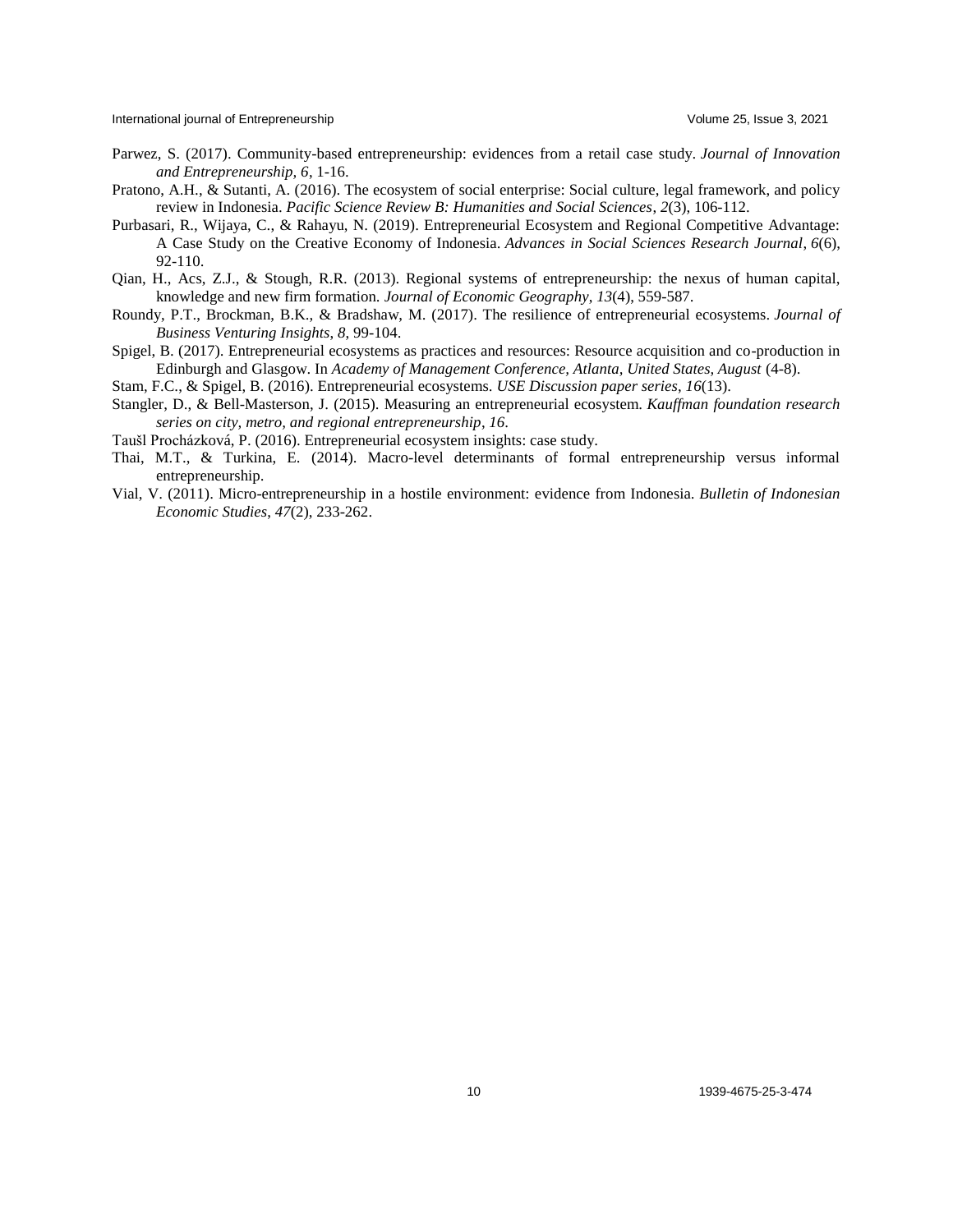Parwez, S. (2017). Community-based entrepreneurship: evidences from a retail case study. *Journal of Innovation and Entrepreneurship, 6*, 1-16.

Pratono, A.H., & Sutanti, A. (2016). The ecosystem of social enterprise: Social culture, legal framework, and policy review in Indonesia. *Pacific Science Review B: Humanities and Social Sciences*, *2*(3), 106-112.

Purbasari, R., Wijaya, C., & Rahayu, N. (2019). Entrepreneurial Ecosystem and Regional Competitive Advantage: A Case Study on the Creative Economy of Indonesia. *Advances in Social Sciences Research Journal*, *6*(6), 92-110.

Qian, H., Acs, Z.J., & Stough, R.R. (2013). Regional systems of entrepreneurship: the nexus of human capital, knowledge and new firm formation. *Journal of Economic Geography*, *13*(4), 559-587.

Roundy, P.T., Brockman, B.K., & Bradshaw, M. (2017). The resilience of entrepreneurial ecosystems. *Journal of Business Venturing Insights*, *8*, 99-104.

Spigel, B. (2017). Entrepreneurial ecosystems as practices and resources: Resource acquisition and co-production in Edinburgh and Glasgow. In *Academy of Management Conference, Atlanta, United States, August* (4-8).

Stam, F.C., & Spigel, B. (2016). Entrepreneurial ecosystems. *USE Discussion paper series*, *16*(13).

Stangler, D., & Bell-Masterson, J. (2015). Measuring an entrepreneurial ecosystem. *Kauffman foundation research series on city, metro, and regional entrepreneurship*, *16*.

Taušl Procházková, P. (2016). Entrepreneurial ecosystem insights: case study.

Thai, M.T., & Turkina, E. (2014). Macro-level determinants of formal entrepreneurship versus informal entrepreneurship.

Vial, V. (2011). Micro-entrepreneurship in a hostile environment: evidence from Indonesia. *Bulletin of Indonesian Economic Studies*, *47*(2), 233-262.